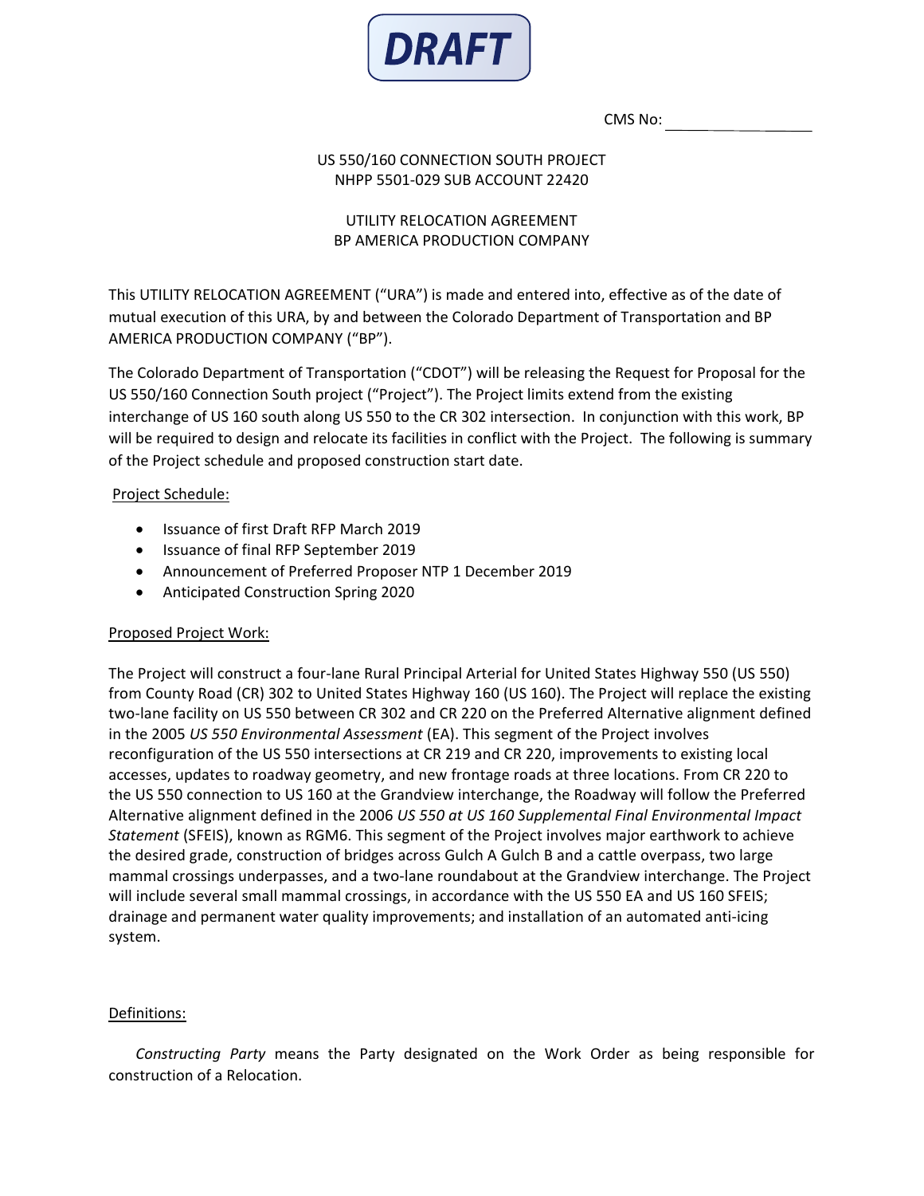**DRAFT**

CMS No: \_\_\_\_\_\_\_\_\_\_\_\_\_\_\_\_

US 550/160 CONNECTION SOUTH PROJECT
NHPP 5501-029 SUB ACCOUNT 22420

UTILITY RELOCATION AGREEMENT
BP AMERICA PRODUCTION COMPANY

This UTILITY RELOCATION AGREEMENT ("URA") is made and entered into, effective as of the date of mutual execution of this URA, by and between the Colorado Department of Transportation and BP AMERICA PRODUCTION COMPANY ("BP").

The Colorado Department of Transportation ("CDOT") will be releasing the Request for Proposal for the US 550/160 Connection South project ("Project"). The Project limits extend from the existing interchange of US 160 south along US 550 to the CR 302 intersection. In conjunction with this work, BP will be required to design and relocate its facilities in conflict with the Project. The following is summary of the Project schedule and proposed construction start date.

Project Schedule:

- Issuance of first Draft RFP March 2019
- Issuance of final RFP September 2019
- Announcement of Preferred Proposer NTP 1 December 2019
- Anticipated Construction Spring 2020

Proposed Project Work:

The Project will construct a four-lane Rural Principal Arterial for United States Highway 550 (US 550) from County Road (CR) 302 to United States Highway 160 (US 160). The Project will replace the existing two-lane facility on US 550 between CR 302 and CR 220 on the Preferred Alternative alignment defined in the 2005 *US 550 Environmental Assessment* (EA). This segment of the Project involves reconfiguration of the US 550 intersections at CR 219 and CR 220, improvements to existing local accesses, updates to roadway geometry, and new frontage roads at three locations. From CR 220 to the US 550 connection to US 160 at the Grandview interchange, the Roadway will follow the Preferred Alternative alignment defined in the 2006 *US 550 at US 160 Supplemental Final Environmental Impact Statement* (SFEIS), known as RGM6. This segment of the Project involves major earthwork to achieve the desired grade, construction of bridges across Gulch A Gulch B and a cattle overpass, two large mammal crossings underpasses, and a two-lane roundabout at the Grandview interchange. The Project will include several small mammal crossings, in accordance with the US 550 EA and US 160 SFEIS; drainage and permanent water quality improvements; and installation of an automated anti-icing system.

Definitions:

*Constructing Party* means the Party designated on the Work Order as being responsible for construction of a Relocation.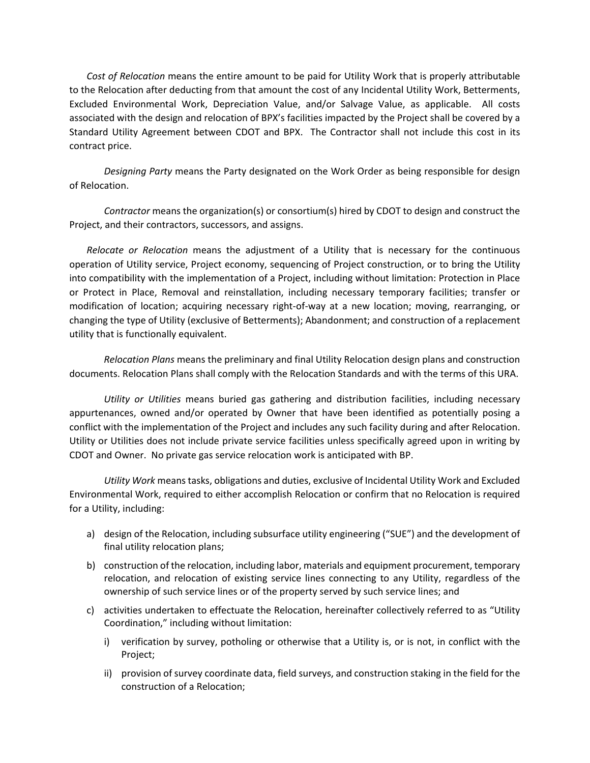*Cost of Relocation* means the entire amount to be paid for Utility Work that is properly attributable to the Relocation after deducting from that amount the cost of any Incidental Utility Work, Betterments, Excluded Environmental Work, Depreciation Value, and/or Salvage Value, as applicable. All costs associated with the design and relocation of BPX's facilities impacted by the Project shall be covered by a Standard Utility Agreement between CDOT and BPX. The Contractor shall not include this cost in its contract price.

*Designing Party* means the Party designated on the Work Order as being responsible for design of Relocation.

*Contractor* means the organization(s) or consortium(s) hired by CDOT to design and construct the Project, and their contractors, successors, and assigns.

*Relocate or Relocation* means the adjustment of a Utility that is necessary for the continuous operation of Utility service, Project economy, sequencing of Project construction, or to bring the Utility into compatibility with the implementation of a Project, including without limitation: Protection in Place or Protect in Place, Removal and reinstallation, including necessary temporary facilities; transfer or modification of location; acquiring necessary right-of-way at a new location; moving, rearranging, or changing the type of Utility (exclusive of Betterments); Abandonment; and construction of a replacement utility that is functionally equivalent.

*Relocation Plans* means the preliminary and final Utility Relocation design plans and construction documents. Relocation Plans shall comply with the Relocation Standards and with the terms of this URA.

*Utility or Utilities* means buried gas gathering and distribution facilities, including necessary appurtenances, owned and/or operated by Owner that have been identified as potentially posing a conflict with the implementation of the Project and includes any such facility during and after Relocation. Utility or Utilities does not include private service facilities unless specifically agreed upon in writing by CDOT and Owner. No private gas service relocation work is anticipated with BP.

*Utility Work* means tasks, obligations and duties, exclusive of Incidental Utility Work and Excluded Environmental Work, required to either accomplish Relocation or confirm that no Relocation is required for a Utility, including:

a) design of the Relocation, including subsurface utility engineering ("SUE") and the development of final utility relocation plans;

b) construction of the relocation, including labor, materials and equipment procurement, temporary relocation, and relocation of existing service lines connecting to any Utility, regardless of the ownership of such service lines or of the property served by such service lines; and

c) activities undertaken to effectuate the Relocation, hereinafter collectively referred to as "Utility Coordination," including without limitation:

   i) verification by survey, potholing or otherwise that a Utility is, or is not, in conflict with the Project;

   ii) provision of survey coordinate data, field surveys, and construction staking in the field for the construction of a Relocation;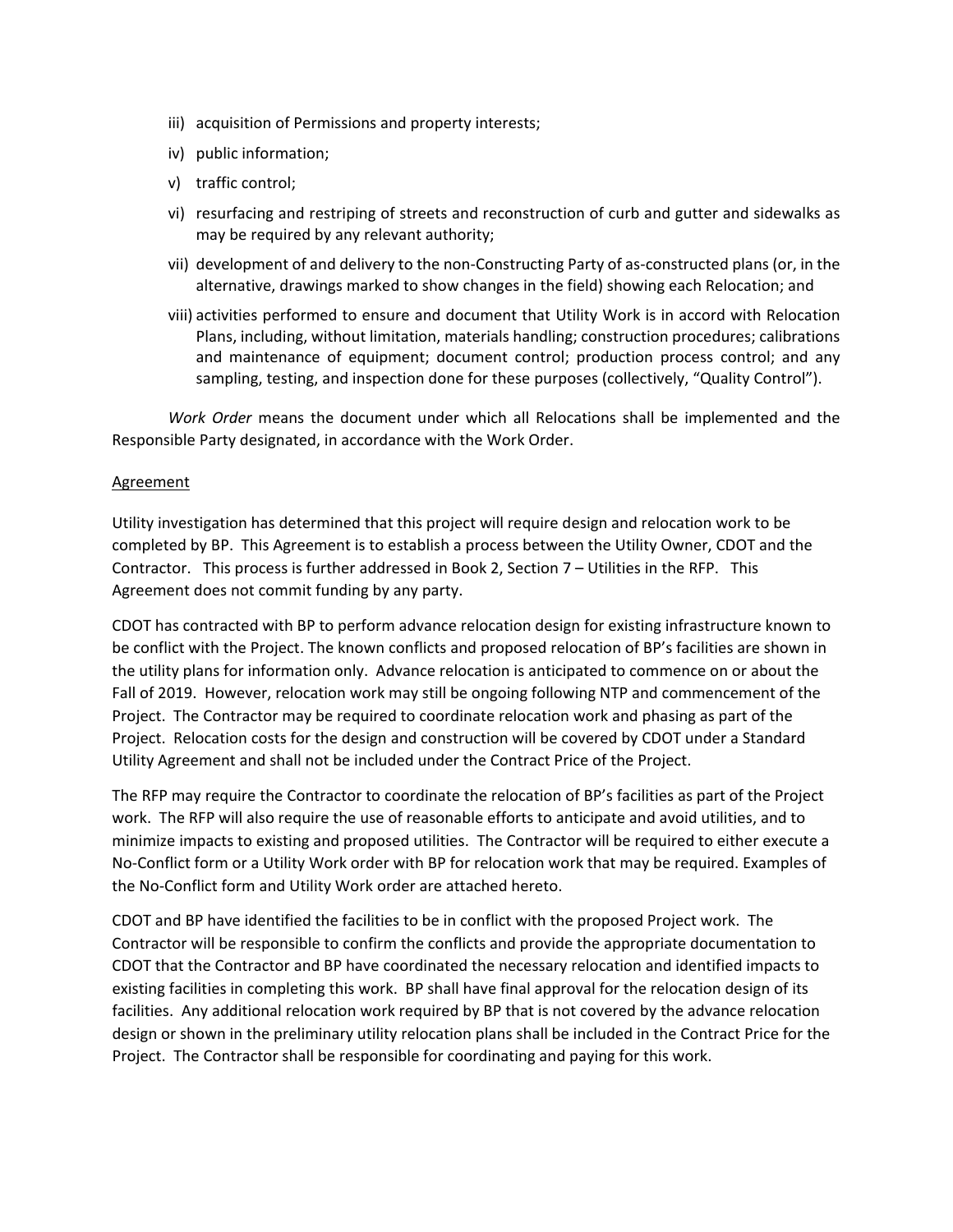iii) acquisition of Permissions and property interests;

iv) public information;

v) traffic control;

vi) resurfacing and restriping of streets and reconstruction of curb and gutter and sidewalks as may be required by any relevant authority;

vii) development of and delivery to the non-Constructing Party of as-constructed plans (or, in the alternative, drawings marked to show changes in the field) showing each Relocation; and

viii) activities performed to ensure and document that Utility Work is in accord with Relocation Plans, including, without limitation, materials handling; construction procedures; calibrations and maintenance of equipment; document control; production process control; and any sampling, testing, and inspection done for these purposes (collectively, "Quality Control").

*Work Order* means the document under which all Relocations shall be implemented and the Responsible Party designated, in accordance with the Work Order.

Agreement

Utility investigation has determined that this project will require design and relocation work to be completed by BP. This Agreement is to establish a process between the Utility Owner, CDOT and the Contractor. This process is further addressed in Book 2, Section 7 – Utilities in the RFP. This Agreement does not commit funding by any party.

CDOT has contracted with BP to perform advance relocation design for existing infrastructure known to be conflict with the Project. The known conflicts and proposed relocation of BP's facilities are shown in the utility plans for information only. Advance relocation is anticipated to commence on or about the Fall of 2019. However, relocation work may still be ongoing following NTP and commencement of the Project. The Contractor may be required to coordinate relocation work and phasing as part of the Project. Relocation costs for the design and construction will be covered by CDOT under a Standard Utility Agreement and shall not be included under the Contract Price of the Project.

The RFP may require the Contractor to coordinate the relocation of BP's facilities as part of the Project work. The RFP will also require the use of reasonable efforts to anticipate and avoid utilities, and to minimize impacts to existing and proposed utilities. The Contractor will be required to either execute a No-Conflict form or a Utility Work order with BP for relocation work that may be required. Examples of the No-Conflict form and Utility Work order are attached hereto.

CDOT and BP have identified the facilities to be in conflict with the proposed Project work. The Contractor will be responsible to confirm the conflicts and provide the appropriate documentation to CDOT that the Contractor and BP have coordinated the necessary relocation and identified impacts to existing facilities in completing this work. BP shall have final approval for the relocation design of its facilities. Any additional relocation work required by BP that is not covered by the advance relocation design or shown in the preliminary utility relocation plans shall be included in the Contract Price for the Project. The Contractor shall be responsible for coordinating and paying for this work.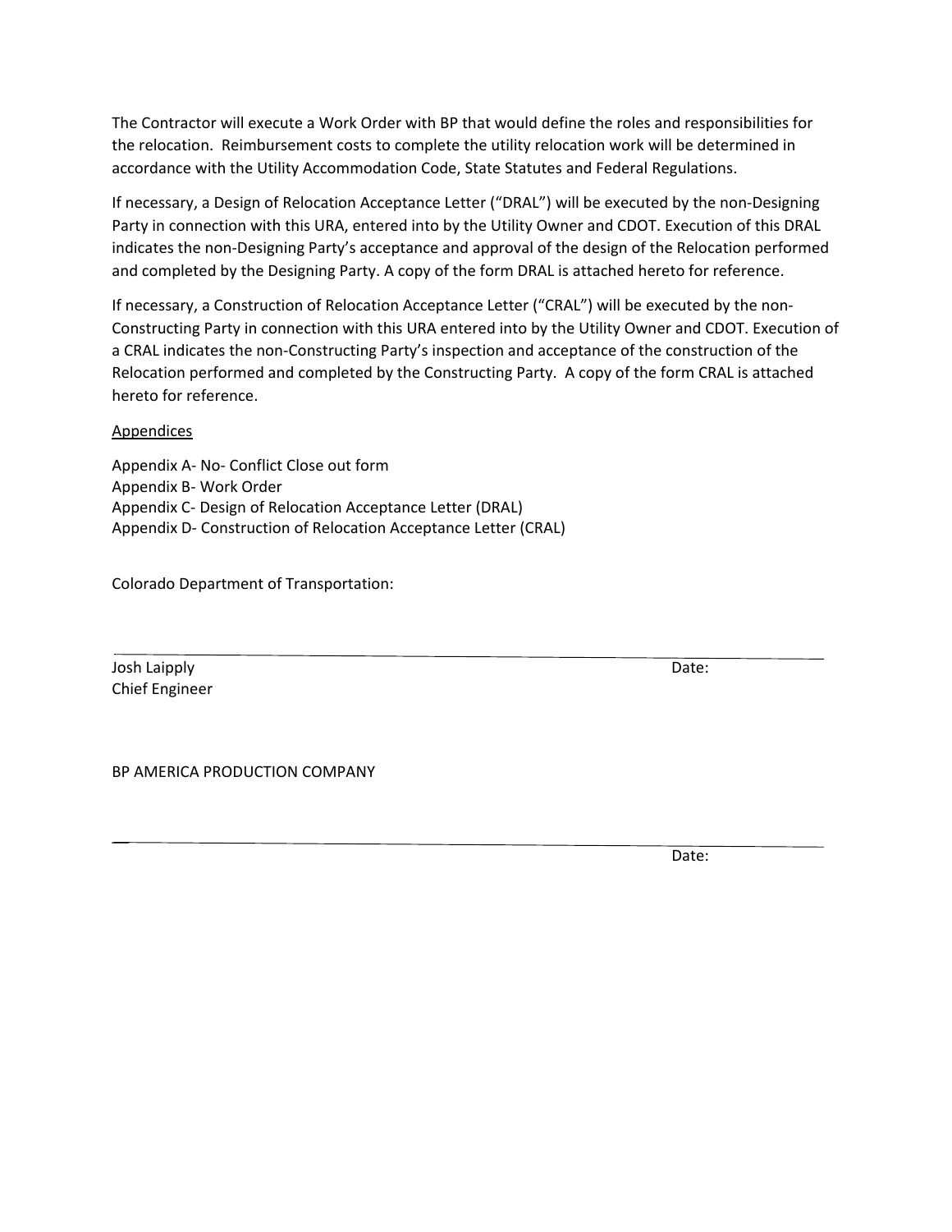The Contractor will execute a Work Order with BP that would define the roles and responsibilities for the relocation. Reimbursement costs to complete the utility relocation work will be determined in accordance with the Utility Accommodation Code, State Statutes and Federal Regulations.

If necessary, a Design of Relocation Acceptance Letter ("DRAL") will be executed by the non-Designing Party in connection with this URA, entered into by the Utility Owner and CDOT. Execution of this DRAL indicates the non-Designing Party's acceptance and approval of the design of the Relocation performed and completed by the Designing Party. A copy of the form DRAL is attached hereto for reference.

If necessary, a Construction of Relocation Acceptance Letter ("CRAL") will be executed by the non-Constructing Party in connection with this URA entered into by the Utility Owner and CDOT. Execution of a CRAL indicates the non-Constructing Party's inspection and acceptance of the construction of the Relocation performed and completed by the Constructing Party. A copy of the form CRAL is attached hereto for reference.

<u>Appendices</u>

Appendix A- No- Conflict Close out form
Appendix B- Work Order
Appendix C- Design of Relocation Acceptance Letter (DRAL)
Appendix D- Construction of Relocation Acceptance Letter (CRAL)

Colorado Department of Transportation:

_______________________________________________

Josh Laipply Date:
Chief Engineer

BP AMERICA PRODUCTION COMPANY

_______________________________________________

Date: